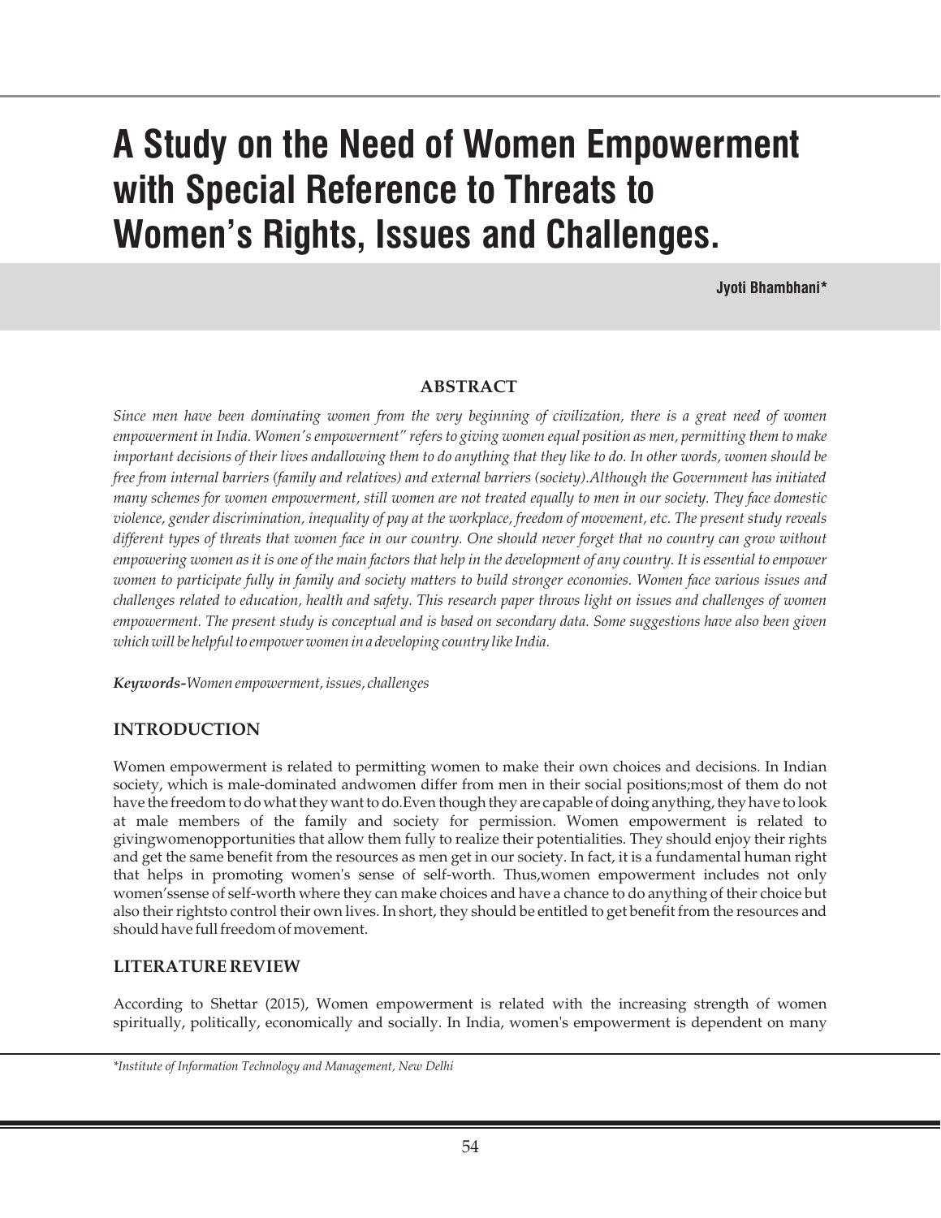# A Study on the Need of Women Empowerment with Special Reference to Threats to Women's Rights, Issues and Challenges.

**Jyoti Bhambhani***

## ABSTRACT

*Since men have been dominating women from the very beginning of civilization, there is a great need of women empowerment in India. Women's empowerment" refers to giving women equal position as men, permitting them to make important decisions of their lives andallowing them to do anything that they like to do. In other words, women should be free from internal barriers (family and relatives) and external barriers (society).Although the Government has initiated many schemes for women empowerment, still women are not treated equally to men in our society. They face domestic violence, gender discrimination, inequality of pay at the workplace, freedom of movement, etc. The present study reveals different types of threats that women face in our country. One should never forget that no country can grow without empowering women as it is one of the main factors that help in the development of any country. It is essential to empower women to participate fully in family and society matters to build stronger economies. Women face various issues and challenges related to education, health and safety. This research paper throws light on issues and challenges of women empowerment. The present study is conceptual and is based on secondary data. Some suggestions have also been given which will be helpful to empower women in a developing country like India.*

***Keywords-****Women empowerment, issues, challenges*

## INTRODUCTION

Women empowerment is related to permitting women to make their own choices and decisions. In Indian society, which is male-dominated andwomen differ from men in their social positions;most of them do not have the freedom to do what they want to do.Even though they are capable of doing anything, they have to look at male members of the family and society for permission. Women empowerment is related to givingwomenopportunities that allow them fully to realize their potentialities. They should enjoy their rights and get the same benefit from the resources as men get in our society. In fact, it is a fundamental human right that helps in promoting women's sense of self-worth. Thus,women empowerment includes not only women'ssense of self-worth where they can make choices and have a chance to do anything of their choice but also their rightsto control their own lives. In short, they should be entitled to get benefit from the resources and should have full freedom of movement.

## LITERATURE REVIEW

According to Shettar (2015), Women empowerment is related with the increasing strength of women spiritually, politically, economically and socially. In India, women's empowerment is dependent on many

*\*Institute of Information Technology and Management, New Delhi*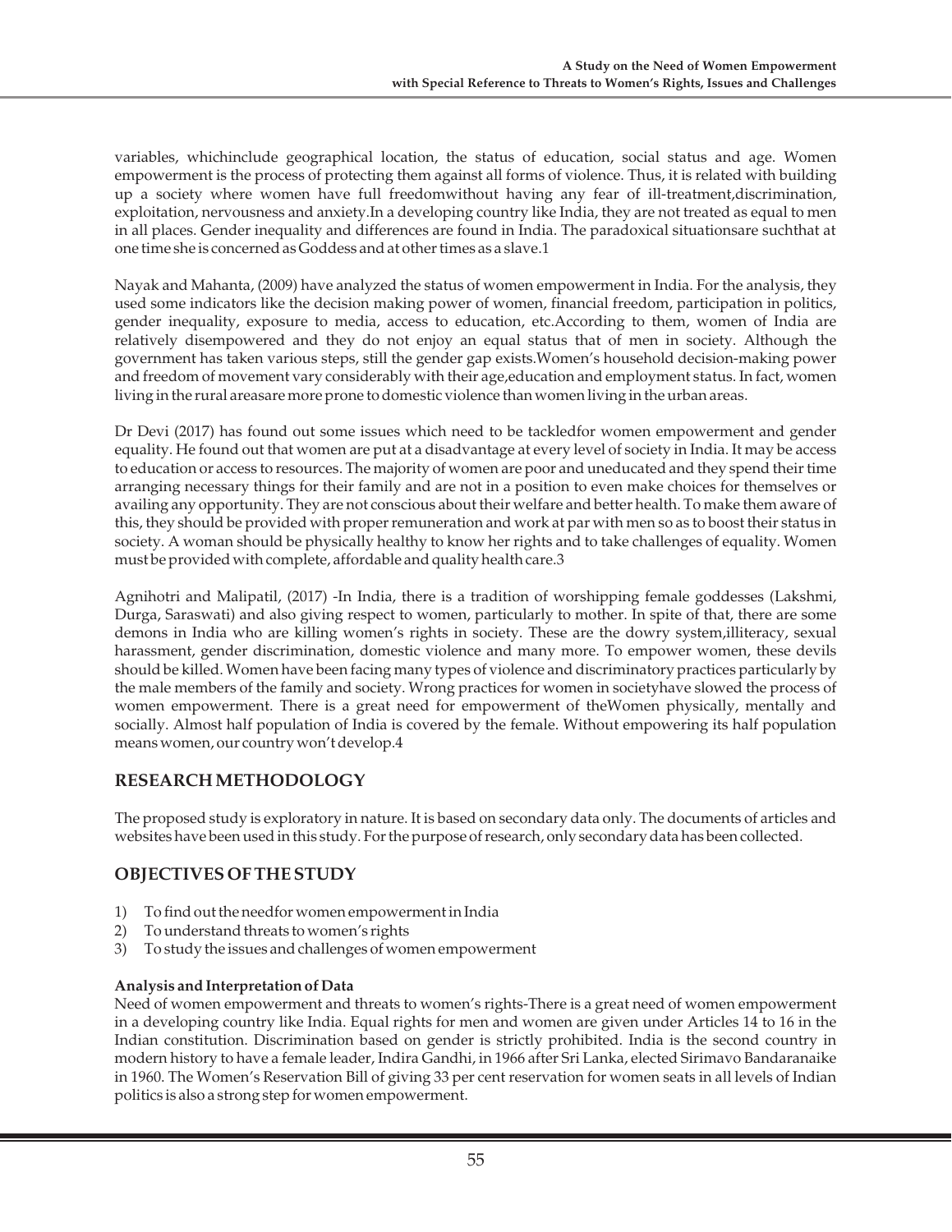variables, whichinclude geographical location, the status of education, social status and age. Women empowerment is the process of protecting them against all forms of violence. Thus, it is related with building up a society where women have full freedomwithout having any fear of ill-treatment,discrimination, exploitation, nervousness and anxiety.In a developing country like India, they are not treated as equal to men in all places. Gender inequality and differences are found in India. The paradoxical situationsare suchthat at one time she is concerned as Goddess and at other times as a slave.1

Nayak and Mahanta, (2009) have analyzed the status of women empowerment in India. For the analysis, they used some indicators like the decision making power of women, financial freedom, participation in politics, gender inequality, exposure to media, access to education, etc.According to them, women of India are relatively disempowered and they do not enjoy an equal status that of men in society. Although the government has taken various steps, still the gender gap exists.Women's household decision-making power and freedom of movement vary considerably with their age,education and employment status. In fact, women living in the rural areasare more prone to domestic violence than women living in the urban areas.

Dr Devi (2017) has found out some issues which need to be tackledfor women empowerment and gender equality. He found out that women are put at a disadvantage at every level of society in India. It may be access to education or access to resources. The majority of women are poor and uneducated and they spend their time arranging necessary things for their family and are not in a position to even make choices for themselves or availing any opportunity. They are not conscious about their welfare and better health. To make them aware of this, they should be provided with proper remuneration and work at par with men so as to boost their status in society. A woman should be physically healthy to know her rights and to take challenges of equality. Women must be provided with complete, affordable and quality health care.3

Agnihotri and Malipatil, (2017) -In India, there is a tradition of worshipping female goddesses (Lakshmi, Durga, Saraswati) and also giving respect to women, particularly to mother. In spite of that, there are some demons in India who are killing women's rights in society. These are the dowry system,illiteracy, sexual harassment, gender discrimination, domestic violence and many more. To empower women, these devils should be killed. Women have been facing many types of violence and discriminatory practices particularly by the male members of the family and society. Wrong practices for women in societyhave slowed the process of women empowerment. There is a great need for empowerment of theWomen physically, mentally and socially. Almost half population of India is covered by the female. Without empowering its half population means women, our country won't develop.4

## RESEARCH METHODOLOGY

The proposed study is exploratory in nature. It is based on secondary data only. The documents of articles and websites have been used in this study. For the purpose of research, only secondary data has been collected.

## OBJECTIVES OF THE STUDY

1) To find out the needfor women empowerment in India
2) To understand threats to women's rights
3) To study the issues and challenges of women empowerment

**Analysis and Interpretation of Data**

Need of women empowerment and threats to women's rights-There is a great need of women empowerment in a developing country like India. Equal rights for men and women are given under Articles 14 to 16 in the Indian constitution. Discrimination based on gender is strictly prohibited. India is the second country in modern history to have a female leader, Indira Gandhi, in 1966 after Sri Lanka, elected Sirimavo Bandaranaike in 1960. The Women's Reservation Bill of giving 33 per cent reservation for women seats in all levels of Indian politics is also a strong step for women empowerment.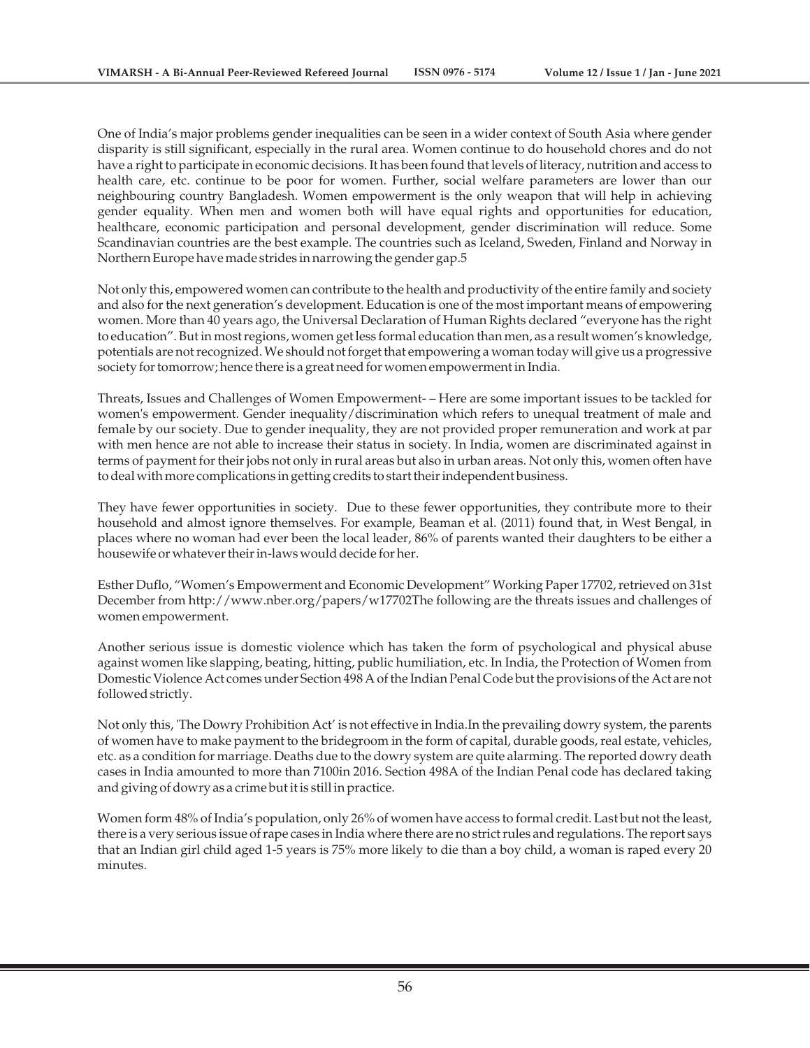One of India's major problems gender inequalities can be seen in a wider context of South Asia where gender disparity is still significant, especially in the rural area. Women continue to do household chores and do not have a right to participate in economic decisions. It has been found that levels of literacy, nutrition and access to health care, etc. continue to be poor for women. Further, social welfare parameters are lower than our neighbouring country Bangladesh. Women empowerment is the only weapon that will help in achieving gender equality. When men and women both will have equal rights and opportunities for education, healthcare, economic participation and personal development, gender discrimination will reduce. Some Scandinavian countries are the best example. The countries such as Iceland, Sweden, Finland and Norway in Northern Europe have made strides in narrowing the gender gap.5

Not only this, empowered women can contribute to the health and productivity of the entire family and society and also for the next generation's development. Education is one of the most important means of empowering women. More than 40 years ago, the Universal Declaration of Human Rights declared "everyone has the right to education". But in most regions, women get less formal education than men, as a result women's knowledge, potentials are not recognized. We should not forget that empowering a woman today will give us a progressive society for tomorrow; hence there is a great need for women empowerment in India.

Threats, Issues and Challenges of Women Empowerment- – Here are some important issues to be tackled for women's empowerment. Gender inequality/discrimination which refers to unequal treatment of male and female by our society. Due to gender inequality, they are not provided proper remuneration and work at par with men hence are not able to increase their status in society. In India, women are discriminated against in terms of payment for their jobs not only in rural areas but also in urban areas. Not only this, women often have to deal with more complications in getting credits to start their independent business.

They have fewer opportunities in society. Due to these fewer opportunities, they contribute more to their household and almost ignore themselves. For example, Beaman et al. (2011) found that, in West Bengal, in places where no woman had ever been the local leader, 86% of parents wanted their daughters to be either a housewife or whatever their in-laws would decide for her.

Esther Duflo, "Women's Empowerment and Economic Development" Working Paper 17702, retrieved on 31st December from http://www.nber.org/papers/w17702The following are the threats issues and challenges of women empowerment.

Another serious issue is domestic violence which has taken the form of psychological and physical abuse against women like slapping, beating, hitting, public humiliation, etc. In India, the Protection of Women from Domestic Violence Act comes under Section 498 A of the Indian Penal Code but the provisions of the Act are not followed strictly.

Not only this, 'The Dowry Prohibition Act' is not effective in India.In the prevailing dowry system, the parents of women have to make payment to the bridegroom in the form of capital, durable goods, real estate, vehicles, etc. as a condition for marriage. Deaths due to the dowry system are quite alarming. The reported dowry death cases in India amounted to more than 7100in 2016. Section 498A of the Indian Penal code has declared taking and giving of dowry as a crime but it is still in practice.

Women form 48% of India's population, only 26% of women have access to formal credit. Last but not the least, there is a very serious issue of rape cases in India where there are no strict rules and regulations. The report says that an Indian girl child aged 1-5 years is 75% more likely to die than a boy child, a woman is raped every 20 minutes.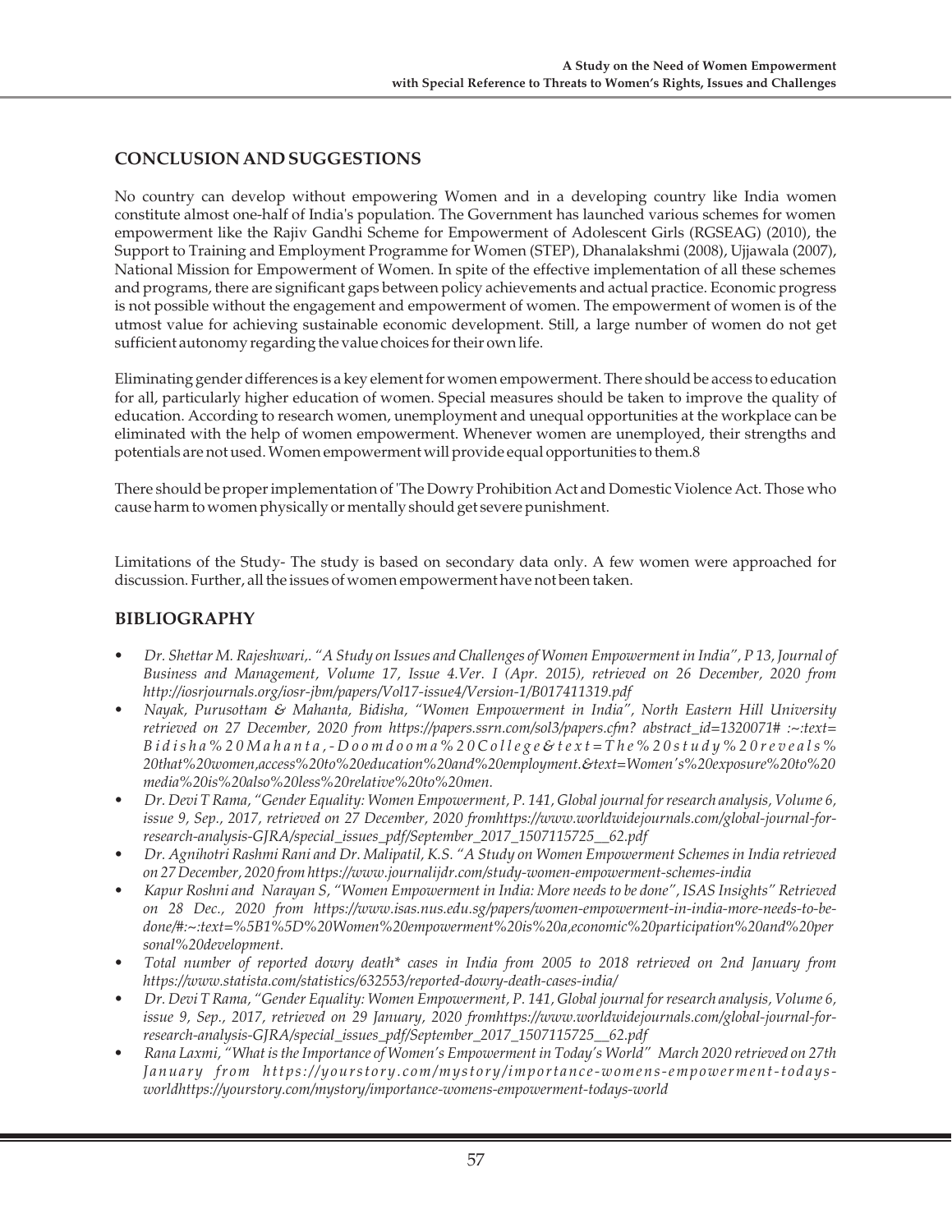## CONCLUSION AND SUGGESTIONS

No country can develop without empowering Women and in a developing country like India women constitute almost one-half of India's population. The Government has launched various schemes for women empowerment like the Rajiv Gandhi Scheme for Empowerment of Adolescent Girls (RGSEAG) (2010), the Support to Training and Employment Programme for Women (STEP), Dhanalakshmi (2008), Ujjawala (2007), National Mission for Empowerment of Women. In spite of the effective implementation of all these schemes and programs, there are significant gaps between policy achievements and actual practice. Economic progress is not possible without the engagement and empowerment of women. The empowerment of women is of the utmost value for achieving sustainable economic development. Still, a large number of women do not get sufficient autonomy regarding the value choices for their own life.

Eliminating gender differences is a key element for women empowerment. There should be access to education for all, particularly higher education of women. Special measures should be taken to improve the quality of education. According to research women, unemployment and unequal opportunities at the workplace can be eliminated with the help of women empowerment. Whenever women are unemployed, their strengths and potentials are not used. Women empowerment will provide equal opportunities to them.8

There should be proper implementation of 'The Dowry Prohibition Act and Domestic Violence Act. Those who cause harm to women physically or mentally should get severe punishment.

Limitations of the Study- The study is based on secondary data only. A few women were approached for discussion. Further, all the issues of women empowerment have not been taken.

## BIBLIOGRAPHY

- *Dr. Shettar M. Rajeshwari,. "A Study on Issues and Challenges of Women Empowerment in India", P 13, Journal of Business and Management, Volume 17, Issue 4.Ver. I (Apr. 2015), retrieved on 26 December, 2020 from http://iosrjournals.org/iosr-jbm/papers/Vol17-issue4/Version-1/B017411319.pdf*
- *Nayak, Purusottam & Mahanta, Bidisha, "Women Empowerment in India", North Eastern Hill University retrieved on 27 December, 2020 from https://papers.ssrn.com/sol3/papers.cfm? abstract_id=1320071# :~:text=Bidisha%20Mahanta,-Doomdooma%20College&text=The%20study%20reveals%20that%20women,access%20to%20education%20and%20employment.&text=Women's%20exposure%20to%20media%20is%20also%20less%20relative%20to%20men.*
- *Dr. Devi T Rama, "Gender Equality: Women Empowerment, P. 141, Global journal for research analysis, Volume 6, issue 9, Sep., 2017, retrieved on 27 December, 2020 fromhttps://www.worldwidejournals.com/global-journal-for-research-analysis-GJRA/special_issues_pdf/September_2017_1507115725__62.pdf*
- *Dr. Agnihotri Rashmi Rani and Dr. Malipatil, K.S. "A Study on Women Empowerment Schemes in India retrieved on 27 December, 2020 from https://www.journalijdr.com/study-women-empowerment-schemes-india*
- *Kapur Roshni and Narayan S, "Women Empowerment in India: More needs to be done", ISAS Insights" Retrieved on 28 Dec., 2020 from https://www.isas.nus.edu.sg/papers/women-empowerment-in-india-more-needs-to-be-done/#:~:text=%5B1%5D%20Women%20empowerment%20is%20a,economic%20participation%20and%20personal%20development.*
- *Total number of reported dowry death* cases in India from 2005 to 2018 retrieved on 2nd January from https://www.statista.com/statistics/632553/reported-dowry-death-cases-india/*
- *Dr. Devi T Rama, "Gender Equality: Women Empowerment, P. 141, Global journal for research analysis, Volume 6, issue 9, Sep., 2017, retrieved on 29 January, 2020 fromhttps://www.worldwidejournals.com/global-journal-for-research-analysis-GJRA/special_issues_pdf/September_2017_1507115725__62.pdf*
- *Rana Laxmi, "What is the Importance of Women's Empowerment in Today's World" March 2020 retrieved on 27th January from https://yourstory.com/mystory/importance-womens-empowerment-todays-worldhttps://yourstory.com/mystory/importance-womens-empowerment-todays-world*